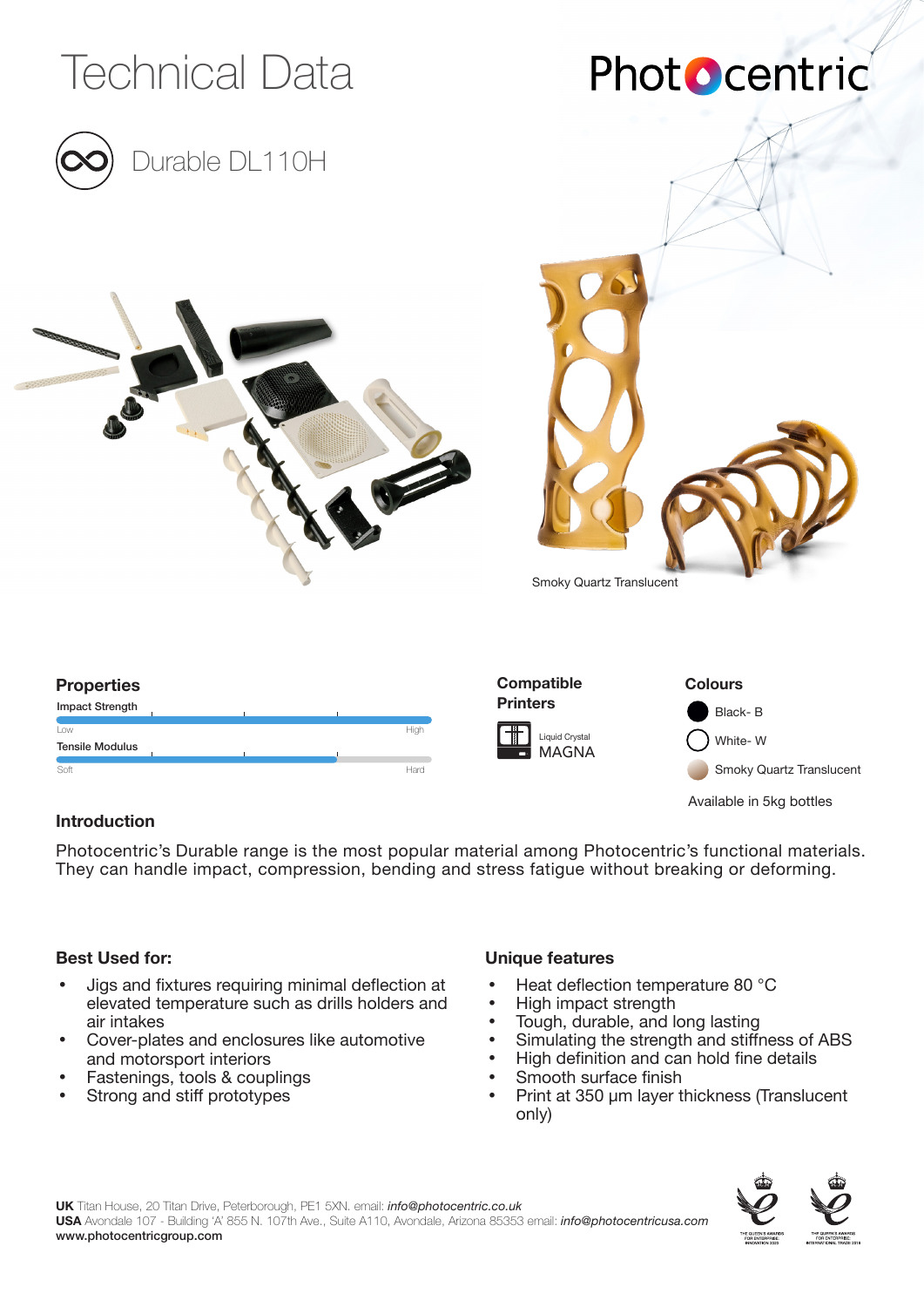# Technical Data

Photocentric

## Durable DL110H

Smoky Quartz Translucent

## Properties

Impact Strength

Low High

Tensile Modulus

Soft Hard

## Compatible Printers

Liquid Crystal MAGNA

## Colours

- Black- B
- White- W
- Smoky Quartz Translucent

Available in 5kg bottles

## Introduction

Photocentric's Durable range is the most popular material among Photocentric's functional materials. They can handle impact, compression, bending and stress fatigue without breaking or deforming.

## Best Used for:

- Jigs and fixtures requiring minimal deflection at elevated temperature such as drills holders and air intakes
- Cover-plates and enclosures like automotive and motorsport interiors
- Fastenings, tools & couplings
- Strong and stiff prototypes

## Unique features

- Heat deflection temperature 80 °C
- High impact strength
- Tough, durable, and long lasting
- Simulating the strength and stiffness of ABS
- High definition and can hold fine details
- Smooth surface finish
- Print at 350 µm layer thickness (Translucent only)

**UK** Titan House, 20 Titan Drive, Peterborough, PE1 5XN. email: *info@photocentric.co.uk*
**USA** Avondale 107 - Building 'A' 855 N. 107th Ave., Suite A110, Avondale, Arizona 85353 email: *info@photocentricusa.com*
**www.photocentricgroup.com**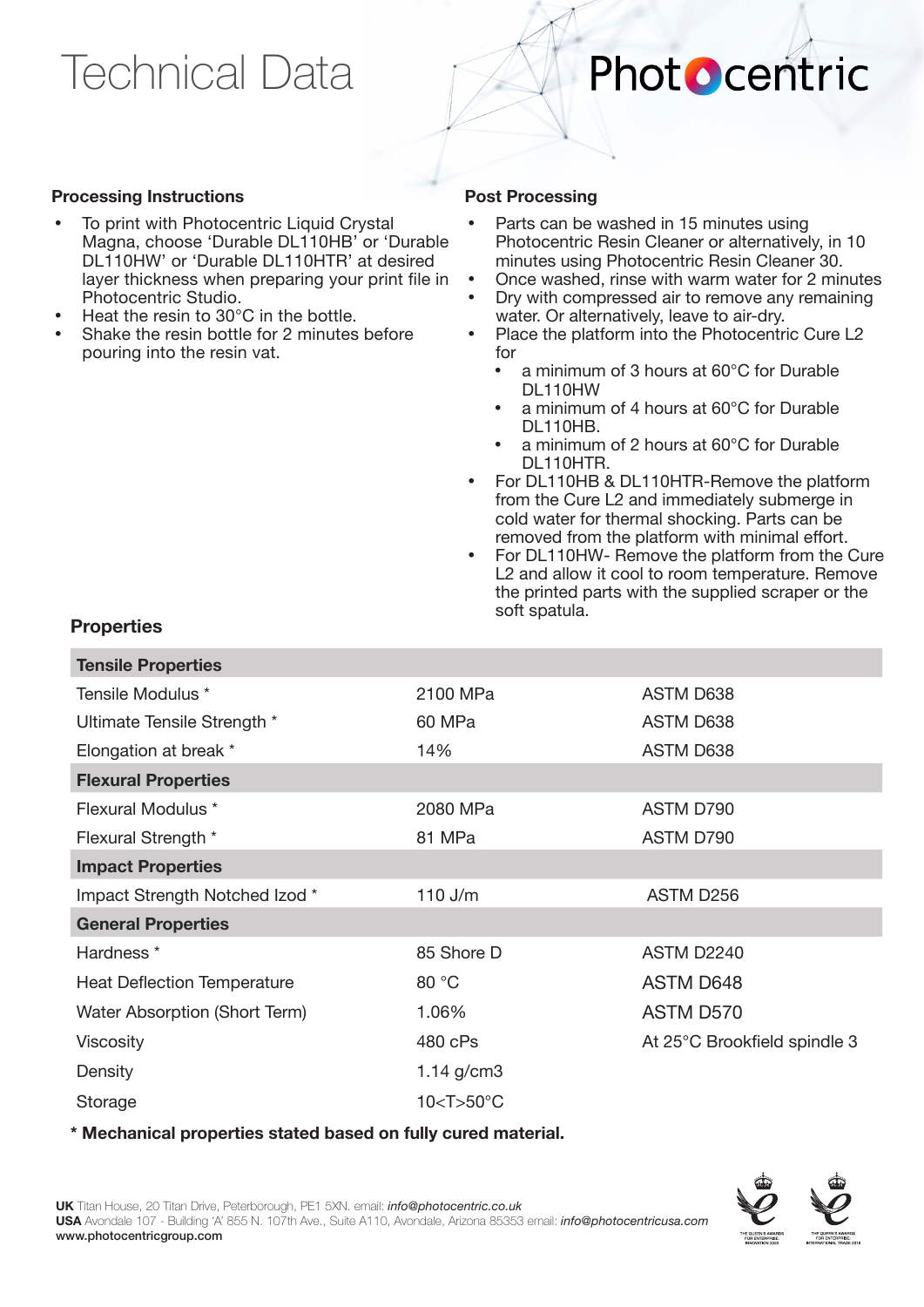# Technical Data

Photocentric

## Processing Instructions

- To print with Photocentric Liquid Crystal Magna, choose 'Durable DL110HB' or 'Durable DL110HW' or 'Durable DL110HTR' at desired layer thickness when preparing your print file in Photocentric Studio.
- Heat the resin to 30°C in the bottle.
- Shake the resin bottle for 2 minutes before pouring into the resin vat.

## Post Processing

- Parts can be washed in 15 minutes using Photocentric Resin Cleaner or alternatively, in 10 minutes using Photocentric Resin Cleaner 30.
- Once washed, rinse with warm water for 2 minutes
- Dry with compressed air to remove any remaining water. Or alternatively, leave to air-dry.
- Place the platform into the Photocentric Cure L2 for
  - a minimum of 3 hours at 60°C for Durable DL110HW
  - a minimum of 4 hours at 60°C for Durable DL110HB.
  - a minimum of 2 hours at 60°C for Durable DL110HTR.
- For DL110HB & DL110HTR-Remove the platform from the Cure L2 and immediately submerge in cold water for thermal shocking. Parts can be removed from the platform with minimal effort.
- For DL110HW- Remove the platform from the Cure L2 and allow it cool to room temperature. Remove the printed parts with the supplied scraper or the soft spatula.

## Properties

| | | |
|---|---|---|
| **Tensile Properties** | | |
| Tensile Modulus * | 2100 MPa | ASTM D638 |
| Ultimate Tensile Strength * | 60 MPa | ASTM D638 |
| Elongation at break * | 14% | ASTM D638 |
| **Flexural Properties** | | |
| Flexural Modulus * | 2080 MPa | ASTM D790 |
| Flexural Strength * | 81 MPa | ASTM D790 |
| **Impact Properties** | | |
| Impact Strength Notched Izod * | 110 J/m | ASTM D256 |
| **General Properties** | | |
| Hardness * | 85 Shore D | ASTM D2240 |
| Heat Deflection Temperature | 80 °C | ASTM D648 |
| Water Absorption (Short Term) | 1.06% | ASTM D570 |
| Viscosity | 480 cPs | At 25°C Brookfield spindle 3 |
| Density | 1.14 g/cm3 | |
| Storage | 10<T>50°C | |

**\* Mechanical properties stated based on fully cured material.**

**UK** Titan House, 20 Titan Drive, Peterborough, PE1 5XN. email: *info@photocentric.co.uk*
**USA** Avondale 107 - Building 'A' 855 N. 107th Ave., Suite A110, Avondale, Arizona 85353 email: *info@photocentricusa.com*
www.photocentricgroup.com